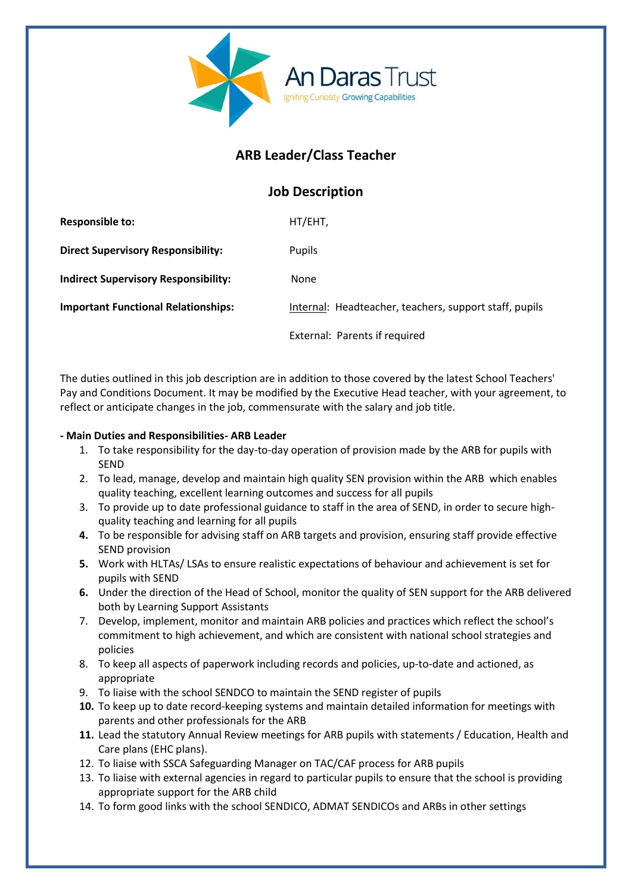An Daras Trust

Igniting Curiosity Growing Capabilities

# ARB Leader/Class Teacher

## Job Description

| | |
|---|---|
| **Responsible to:** | HT/EHT, |
| **Direct Supervisory Responsibility:** | Pupils |
| **Indirect Supervisory Responsibility:** | None |
| **Important Functional Relationships:** | Internal: Headteacher, teachers, support staff, pupils |
| | External: Parents if required |

The duties outlined in this job description are in addition to those covered by the latest School Teachers' Pay and Conditions Document. It may be modified by the Executive Head teacher, with your agreement, to reflect or anticipate changes in the job, commensurate with the salary and job title.

**- Main Duties and Responsibilities- ARB Leader**

1. To take responsibility for the day-to-day operation of provision made by the ARB for pupils with SEND
2. To lead, manage, develop and maintain high quality SEN provision within the ARB which enables quality teaching, excellent learning outcomes and success for all pupils
3. To provide up to date professional guidance to staff in the area of SEND, in order to secure high-quality teaching and learning for all pupils
4. To be responsible for advising staff on ARB targets and provision, ensuring staff provide effective SEND provision
5. Work with HLTAs/ LSAs to ensure realistic expectations of behaviour and achievement is set for pupils with SEND
6. Under the direction of the Head of School, monitor the quality of SEN support for the ARB delivered both by Learning Support Assistants
7. Develop, implement, monitor and maintain ARB policies and practices which reflect the school's commitment to high achievement, and which are consistent with national school strategies and policies
8. To keep all aspects of paperwork including records and policies, up-to-date and actioned, as appropriate
9. To liaise with the school SENDCO to maintain the SEND register of pupils
10. To keep up to date record-keeping systems and maintain detailed information for meetings with parents and other professionals for the ARB
11. Lead the statutory Annual Review meetings for ARB pupils with statements / Education, Health and Care plans (EHC plans).
12. To liaise with SSCA Safeguarding Manager on TAC/CAF process for ARB pupils
13. To liaise with external agencies in regard to particular pupils to ensure that the school is providing appropriate support for the ARB child
14. To form good links with the school SENDICO, ADMAT SENDICOs and ARBs in other settings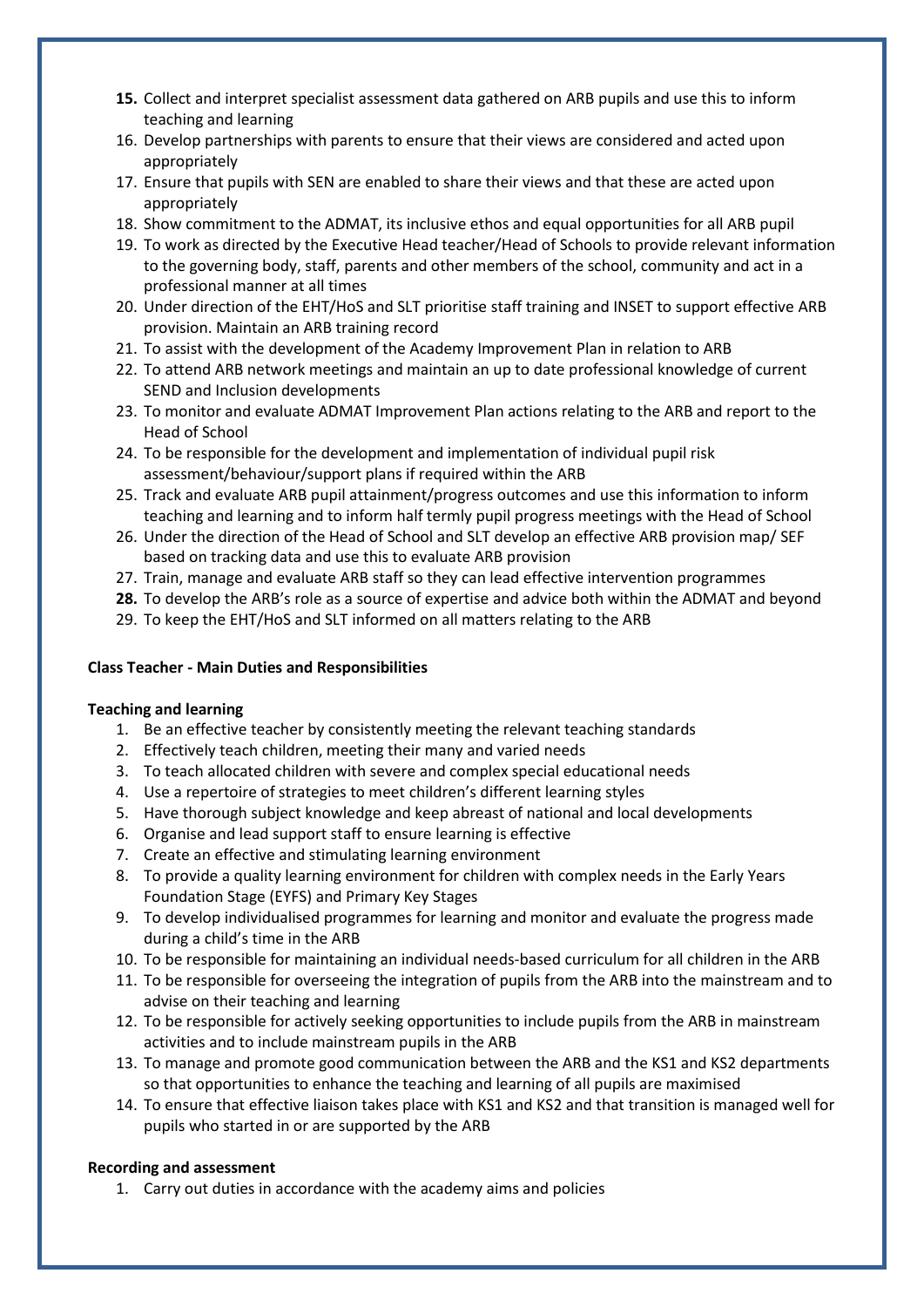15. Collect and interpret specialist assessment data gathered on ARB pupils and use this to inform teaching and learning
16. Develop partnerships with parents to ensure that their views are considered and acted upon appropriately
17. Ensure that pupils with SEN are enabled to share their views and that these are acted upon appropriately
18. Show commitment to the ADMAT, its inclusive ethos and equal opportunities for all ARB pupil
19. To work as directed by the Executive Head teacher/Head of Schools to provide relevant information to the governing body, staff, parents and other members of the school, community and act in a professional manner at all times
20. Under direction of the EHT/HoS and SLT prioritise staff training and INSET to support effective ARB provision. Maintain an ARB training record
21. To assist with the development of the Academy Improvement Plan in relation to ARB
22. To attend ARB network meetings and maintain an up to date professional knowledge of current SEND and Inclusion developments
23. To monitor and evaluate ADMAT Improvement Plan actions relating to the ARB and report to the Head of School
24. To be responsible for the development and implementation of individual pupil risk assessment/behaviour/support plans if required within the ARB
25. Track and evaluate ARB pupil attainment/progress outcomes and use this information to inform teaching and learning and to inform half termly pupil progress meetings with the Head of School
26. Under the direction of the Head of School and SLT develop an effective ARB provision map/ SEF based on tracking data and use this to evaluate ARB provision
27. Train, manage and evaluate ARB staff so they can lead effective intervention programmes
28. To develop the ARB's role as a source of expertise and advice both within the ADMAT and beyond
29. To keep the EHT/HoS and SLT informed on all matters relating to the ARB

**Class Teacher - Main Duties and Responsibilities**

**Teaching and learning**

1. Be an effective teacher by consistently meeting the relevant teaching standards
2. Effectively teach children, meeting their many and varied needs
3. To teach allocated children with severe and complex special educational needs
4. Use a repertoire of strategies to meet children's different learning styles
5. Have thorough subject knowledge and keep abreast of national and local developments
6. Organise and lead support staff to ensure learning is effective
7. Create an effective and stimulating learning environment
8. To provide a quality learning environment for children with complex needs in the Early Years Foundation Stage (EYFS) and Primary Key Stages
9. To develop individualised programmes for learning and monitor and evaluate the progress made during a child's time in the ARB
10. To be responsible for maintaining an individual needs-based curriculum for all children in the ARB
11. To be responsible for overseeing the integration of pupils from the ARB into the mainstream and to advise on their teaching and learning
12. To be responsible for actively seeking opportunities to include pupils from the ARB in mainstream activities and to include mainstream pupils in the ARB
13. To manage and promote good communication between the ARB and the KS1 and KS2 departments so that opportunities to enhance the teaching and learning of all pupils are maximised
14. To ensure that effective liaison takes place with KS1 and KS2 and that transition is managed well for pupils who started in or are supported by the ARB

**Recording and assessment**

1. Carry out duties in accordance with the academy aims and policies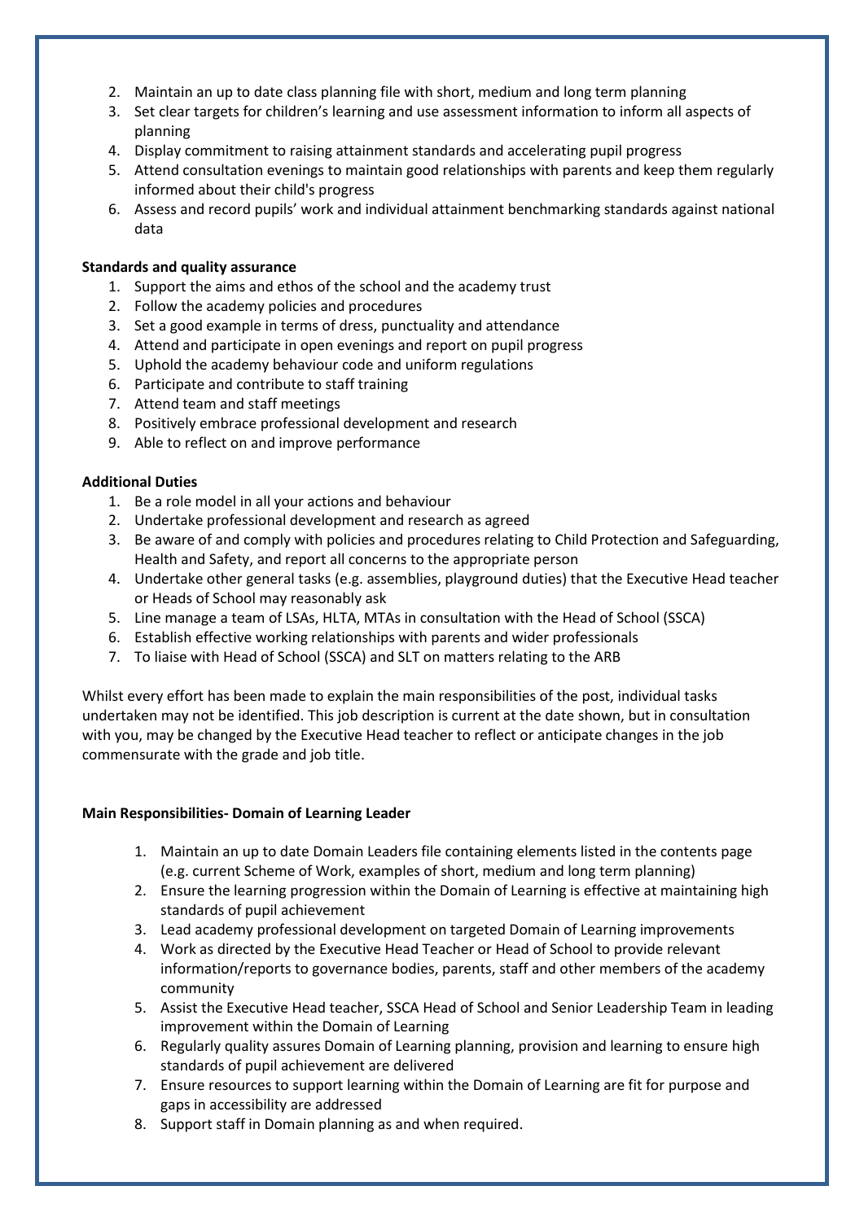2. Maintain an up to date class planning file with short, medium and long term planning
3. Set clear targets for children's learning and use assessment information to inform all aspects of planning
4. Display commitment to raising attainment standards and accelerating pupil progress
5. Attend consultation evenings to maintain good relationships with parents and keep them regularly informed about their child's progress
6. Assess and record pupils' work and individual attainment benchmarking standards against national data

**Standards and quality assurance**

1. Support the aims and ethos of the school and the academy trust
2. Follow the academy policies and procedures
3. Set a good example in terms of dress, punctuality and attendance
4. Attend and participate in open evenings and report on pupil progress
5. Uphold the academy behaviour code and uniform regulations
6. Participate and contribute to staff training
7. Attend team and staff meetings
8. Positively embrace professional development and research
9. Able to reflect on and improve performance

**Additional Duties**

1. Be a role model in all your actions and behaviour
2. Undertake professional development and research as agreed
3. Be aware of and comply with policies and procedures relating to Child Protection and Safeguarding, Health and Safety, and report all concerns to the appropriate person
4. Undertake other general tasks (e.g. assemblies, playground duties) that the Executive Head teacher or Heads of School may reasonably ask
5. Line manage a team of LSAs, HLTA, MTAs in consultation with the Head of School (SSCA)
6. Establish effective working relationships with parents and wider professionals
7. To liaise with Head of School (SSCA) and SLT on matters relating to the ARB

Whilst every effort has been made to explain the main responsibilities of the post, individual tasks undertaken may not be identified. This job description is current at the date shown, but in consultation with you, may be changed by the Executive Head teacher to reflect or anticipate changes in the job commensurate with the grade and job title.

**Main Responsibilities- Domain of Learning Leader**

1. Maintain an up to date Domain Leaders file containing elements listed in the contents page (e.g. current Scheme of Work, examples of short, medium and long term planning)
2. Ensure the learning progression within the Domain of Learning is effective at maintaining high standards of pupil achievement
3. Lead academy professional development on targeted Domain of Learning improvements
4. Work as directed by the Executive Head Teacher or Head of School to provide relevant information/reports to governance bodies, parents, staff and other members of the academy community
5. Assist the Executive Head teacher, SSCA Head of School and Senior Leadership Team in leading improvement within the Domain of Learning
6. Regularly quality assures Domain of Learning planning, provision and learning to ensure high standards of pupil achievement are delivered
7. Ensure resources to support learning within the Domain of Learning are fit for purpose and gaps in accessibility are addressed
8. Support staff in Domain planning as and when required.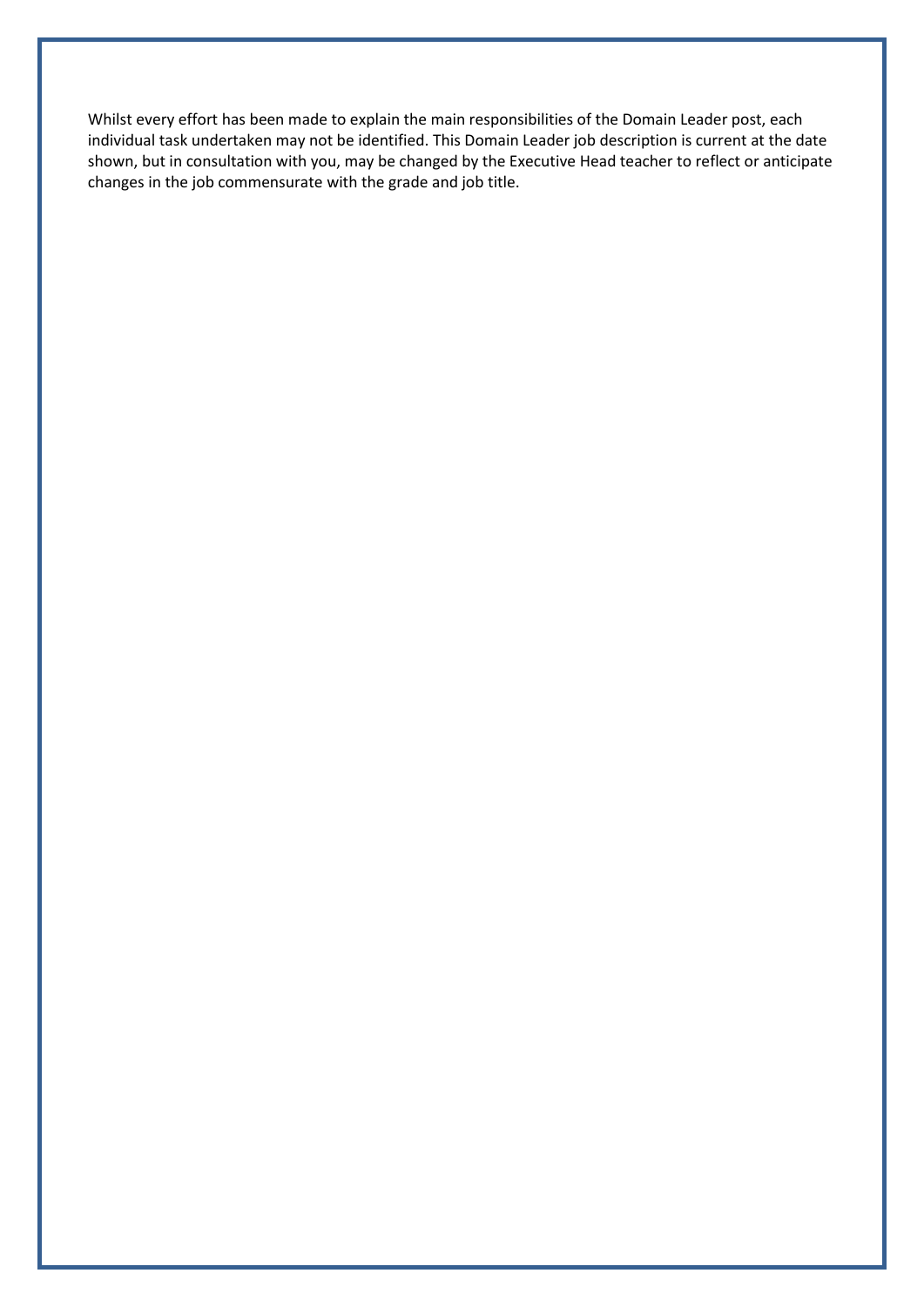Whilst every effort has been made to explain the main responsibilities of the Domain Leader post, each individual task undertaken may not be identified. This Domain Leader job description is current at the date shown, but in consultation with you, may be changed by the Executive Head teacher to reflect or anticipate changes in the job commensurate with the grade and job title.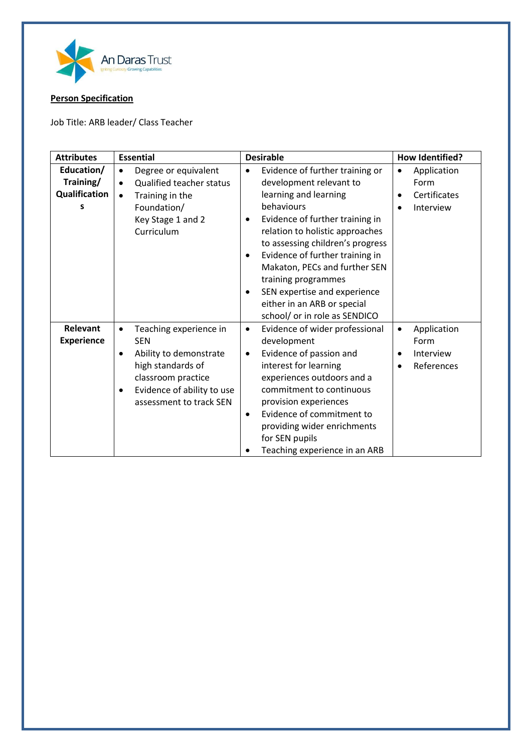An Daras Trust

Igniting Curiosity Growing Capabilities

**Person Specification**

Job Title: ARB leader/ Class Teacher

| Attributes | Essential | Desirable | How Identified? |
| --- | --- | --- | --- |
| **Education/ Training/ Qualifications** | • Degree or equivalent<br>• Qualified teacher status<br>• Training in the Foundation/ Key Stage 1 and 2 Curriculum | • Evidence of further training or development relevant to learning and learning behaviours<br>• Evidence of further training in relation to holistic approaches to assessing children's progress<br>• Evidence of further training in Makaton, PECs and further SEN training programmes<br>• SEN expertise and experience either in an ARB or special school/ or in role as SENDICO | • Application Form<br>• Certificates<br>• Interview |
| **Relevant Experience** | • Teaching experience in SEN<br>• Ability to demonstrate high standards of classroom practice<br>• Evidence of ability to use assessment to track SEN | • Evidence of wider professional development<br>• Evidence of passion and interest for learning experiences outdoors and a commitment to continuous provision experiences<br>• Evidence of commitment to providing wider enrichments for SEN pupils<br>• Teaching experience in an ARB | • Application Form<br>• Interview<br>• References |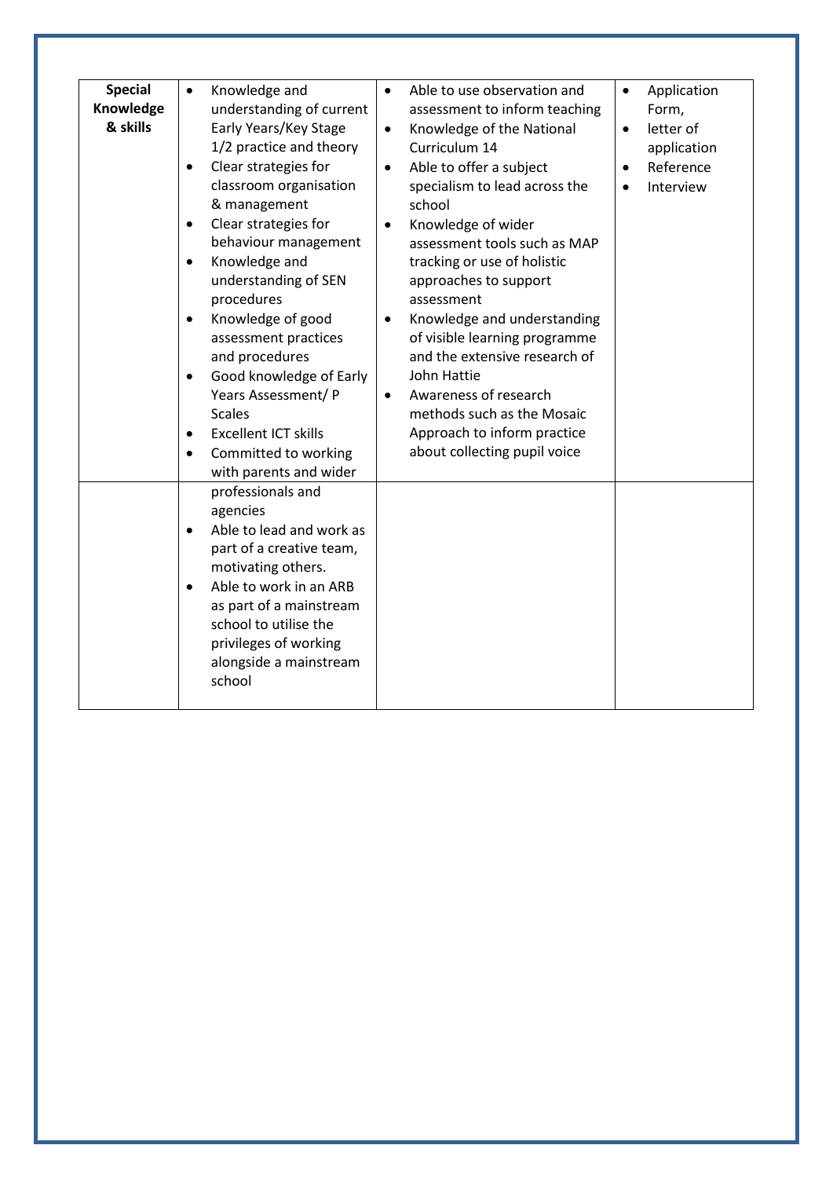| **Special Knowledge & skills** | • Knowledge and understanding of current Early Years/Key Stage 1/2 practice and theory<br>• Clear strategies for classroom organisation & management<br>• Clear strategies for behaviour management<br>• Knowledge and understanding of SEN procedures<br>• Knowledge of good assessment practices and procedures<br>• Good knowledge of Early Years Assessment/ P Scales<br>• Excellent ICT skills<br>• Committed to working with parents and wider professionals and agencies<br>• Able to lead and work as part of a creative team, motivating others.<br>• Able to work in an ARB as part of a mainstream school to utilise the privileges of working alongside a mainstream school | • Able to use observation and assessment to inform teaching<br>• Knowledge of the National Curriculum 14<br>• Able to offer a subject specialism to lead across the school<br>• Knowledge of wider assessment tools such as MAP tracking or use of holistic approaches to support assessment<br>• Knowledge and understanding of visible learning programme and the extensive research of John Hattie<br>• Awareness of research methods such as the Mosaic Approach to inform practice about collecting pupil voice | • Application Form,<br>• letter of application<br>• Reference<br>• Interview |
|---|---|---|---|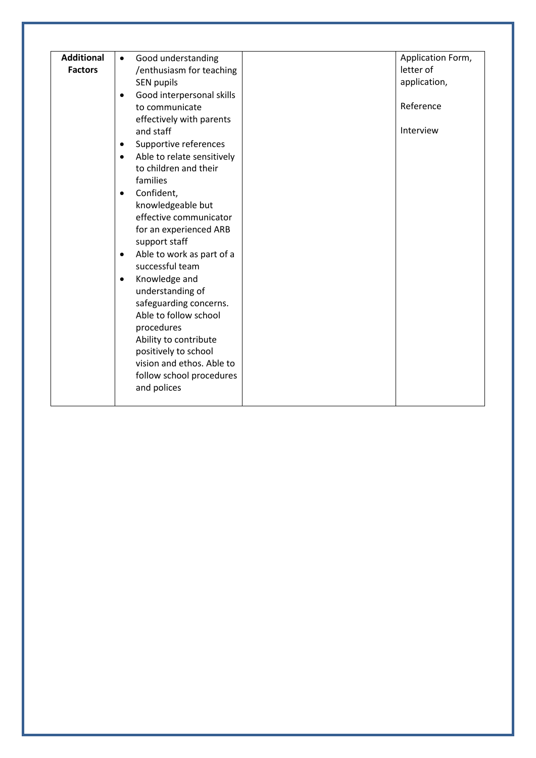| | | | |
|---|---|---|---|
| **Additional Factors** | • Good understanding /enthusiasm for teaching SEN pupils<br>• Good interpersonal skills to communicate effectively with parents and staff<br>• Supportive references<br>• Able to relate sensitively to children and their families<br>• Confident, knowledgeable but effective communicator for an experienced ARB support staff<br>• Able to work as part of a successful team<br>• Knowledge and understanding of safeguarding concerns. Able to follow school procedures Ability to contribute positively to school vision and ethos. Able to follow school procedures and polices | | Application Form, letter of application,<br><br>Reference<br><br>Interview |